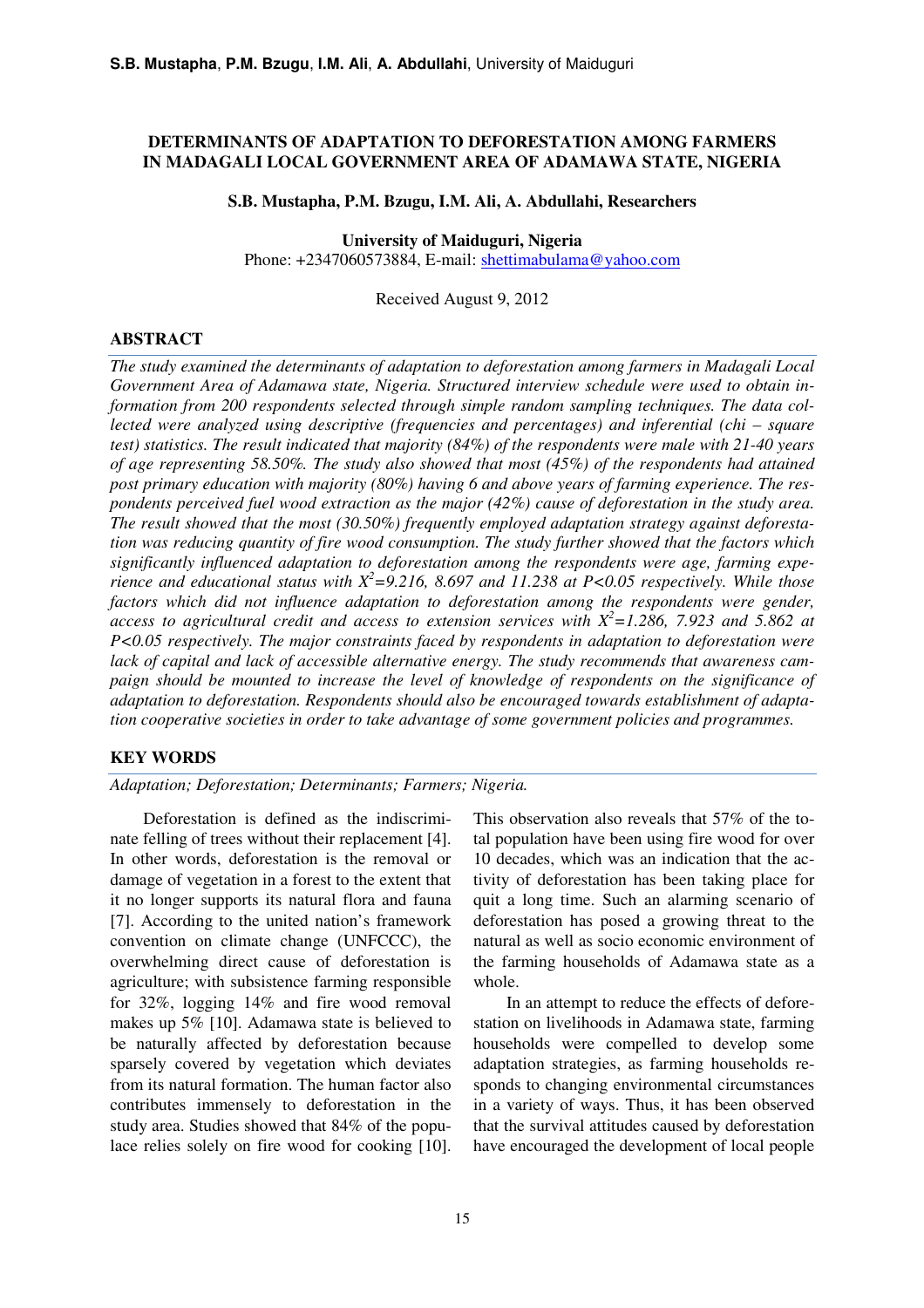# DETERMINANTS OF ADAPTATION TO DEFORESTATION AMONG FARMERS IN MADAGALI LOCAL GOVERNMENT AREA OF ADAMAWA STATE, NIGERIA

**S.B. Mustapha, P.M. Bzugu, I.M. Ali, A. Abdullahi, Researchers**

**University of Maiduguri, Nigeria**
Phone: +2347060573884, E-mail: shettimabulama@yahoo.com

Received August 9, 2012

## ABSTRACT

*The study examined the determinants of adaptation to deforestation among farmers in Madagali Local Government Area of Adamawa state, Nigeria. Structured interview schedule were used to obtain information from 200 respondents selected through simple random sampling techniques. The data collected were analyzed using descriptive (frequencies and percentages) and inferential (chi – square test) statistics. The result indicated that majority (84%) of the respondents were male with 21-40 years of age representing 58.50%. The study also showed that most (45%) of the respondents had attained post primary education with majority (80%) having 6 and above years of farming experience. The respondents perceived fuel wood extraction as the major (42%) cause of deforestation in the study area. The result showed that the most (30.50%) frequently employed adaptation strategy against deforestation was reducing quantity of fire wood consumption. The study further showed that the factors which significantly influenced adaptation to deforestation among the respondents were age, farming experience and educational status with $X^2$=9.216, 8.697 and 11.238 at $P<0.05$ respectively. While those factors which did not influence adaptation to deforestation among the respondents were gender, access to agricultural credit and access to extension services with $X^2$=1.286, 7.923 and 5.862 at $P<0.05$ respectively. The major constraints faced by respondents in adaptation to deforestation were lack of capital and lack of accessible alternative energy. The study recommends that awareness campaign should be mounted to increase the level of knowledge of respondents on the significance of adaptation to deforestation. Respondents should also be encouraged towards establishment of adaptation cooperative societies in order to take advantage of some government policies and programmes.*

## KEY WORDS

*Adaptation; Deforestation; Determinants; Farmers; Nigeria.*

Deforestation is defined as the indiscriminate felling of trees without their replacement [4]. In other words, deforestation is the removal or damage of vegetation in a forest to the extent that it no longer supports its natural flora and fauna [7]. According to the united nation's framework convention on climate change (UNFCCC), the overwhelming direct cause of deforestation is agriculture; with subsistence farming responsible for 32%, logging 14% and fire wood removal makes up 5% [10]. Adamawa state is believed to be naturally affected by deforestation because sparsely covered by vegetation which deviates from its natural formation. The human factor also contributes immensely to deforestation in the study area. Studies showed that 84% of the populace relies solely on fire wood for cooking [10]. This observation also reveals that 57% of the total population have been using fire wood for over 10 decades, which was an indication that the activity of deforestation has been taking place for quit a long time. Such an alarming scenario of deforestation has posed a growing threat to the natural as well as socio economic environment of the farming households of Adamawa state as a whole.

In an attempt to reduce the effects of deforestation on livelihoods in Adamawa state, farming households were compelled to develop some adaptation strategies, as farming households responds to changing environmental circumstances in a variety of ways. Thus, it has been observed that the survival attitudes caused by deforestation have encouraged the development of local people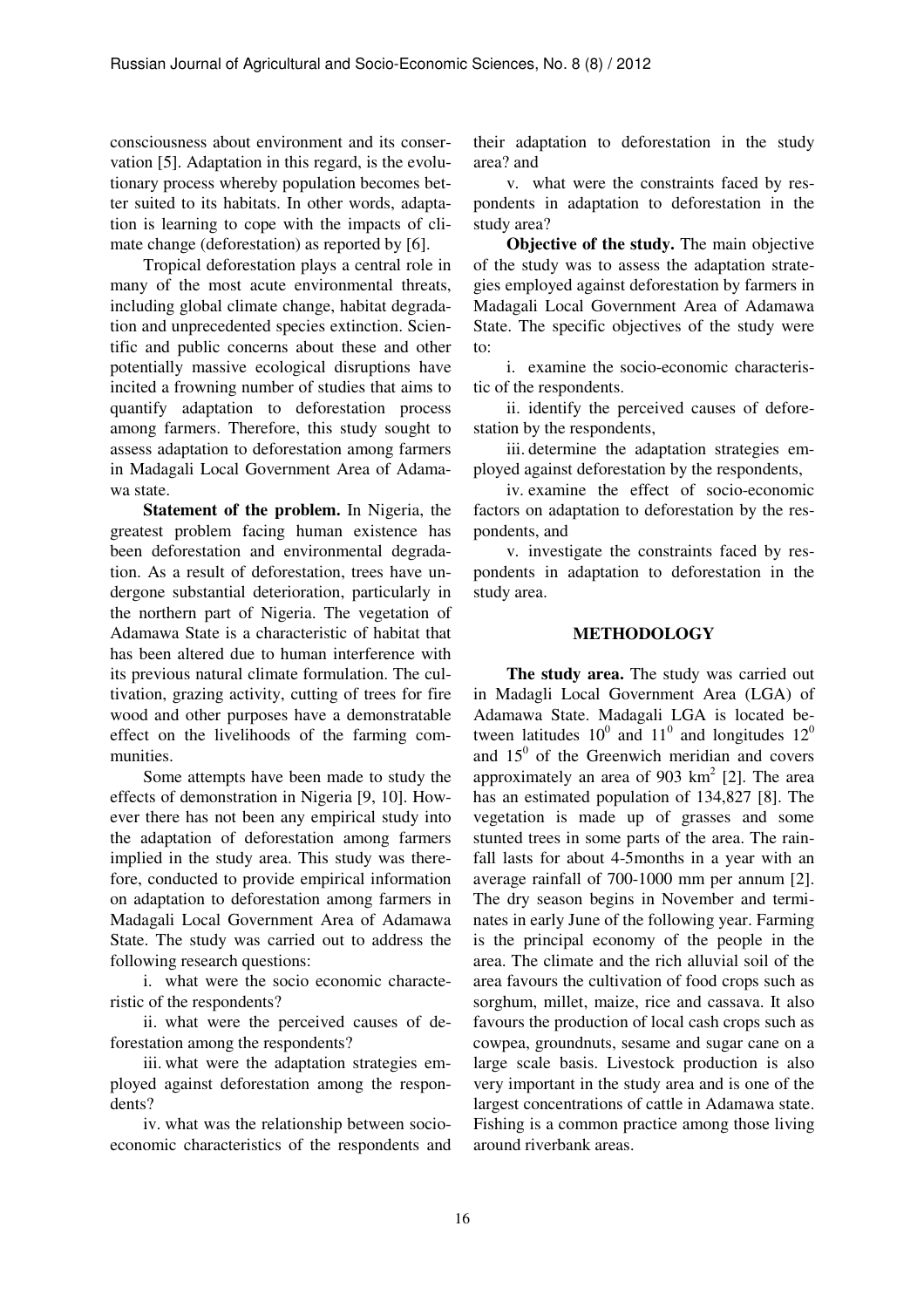consciousness about environment and its conservation [5]. Adaptation in this regard, is the evolutionary process whereby population becomes better suited to its habitats. In other words, adaptation is learning to cope with the impacts of climate change (deforestation) as reported by [6].

Tropical deforestation plays a central role in many of the most acute environmental threats, including global climate change, habitat degradation and unprecedented species extinction. Scientific and public concerns about these and other potentially massive ecological disruptions have incited a frowning number of studies that aims to quantify adaptation to deforestation process among farmers. Therefore, this study sought to assess adaptation to deforestation among farmers in Madagali Local Government Area of Adamawa state.

**Statement of the problem.** In Nigeria, the greatest problem facing human existence has been deforestation and environmental degradation. As a result of deforestation, trees have undergone substantial deterioration, particularly in the northern part of Nigeria. The vegetation of Adamawa State is a characteristic of habitat that has been altered due to human interference with its previous natural climate formulation. The cultivation, grazing activity, cutting of trees for fire wood and other purposes have a demonstratable effect on the livelihoods of the farming communities.

Some attempts have been made to study the effects of demonstration in Nigeria [9, 10]. However there has not been any empirical study into the adaptation of deforestation among farmers implied in the study area. This study was therefore, conducted to provide empirical information on adaptation to deforestation among farmers in Madagali Local Government Area of Adamawa State. The study was carried out to address the following research questions:

i. what were the socio economic characteristic of the respondents?

ii. what were the perceived causes of deforestation among the respondents?

iii. what were the adaptation strategies employed against deforestation among the respondents?

iv. what was the relationship between socio-economic characteristics of the respondents and their adaptation to deforestation in the study area? and

v. what were the constraints faced by respondents in adaptation to deforestation in the study area?

**Objective of the study.** The main objective of the study was to assess the adaptation strategies employed against deforestation by farmers in Madagali Local Government Area of Adamawa State. The specific objectives of the study were to:

i. examine the socio-economic characteristic of the respondents.

ii. identify the perceived causes of deforestation by the respondents,

iii. determine the adaptation strategies employed against deforestation by the respondents,

iv. examine the effect of socio-economic factors on adaptation to deforestation by the respondents, and

v. investigate the constraints faced by respondents in adaptation to deforestation in the study area.

## METHODOLOGY

**The study area.** The study was carried out in Madagli Local Government Area (LGA) of Adamawa State. Madagali LGA is located between latitudes $10^0$ and $11^0$ and longitudes $12^0$ and $15^0$ of the Greenwich meridian and covers approximately an area of 903 $km^2$ [2]. The area has an estimated population of 134,827 [8]. The vegetation is made up of grasses and some stunted trees in some parts of the area. The rainfall lasts for about 4-5months in a year with an average rainfall of 700-1000 mm per annum [2]. The dry season begins in November and terminates in early June of the following year. Farming is the principal economy of the people in the area. The climate and the rich alluvial soil of the area favours the cultivation of food crops such as sorghum, millet, maize, rice and cassava. It also favours the production of local cash crops such as cowpea, groundnuts, sesame and sugar cane on a large scale basis. Livestock production is also very important in the study area and is one of the largest concentrations of cattle in Adamawa state. Fishing is a common practice among those living around riverbank areas.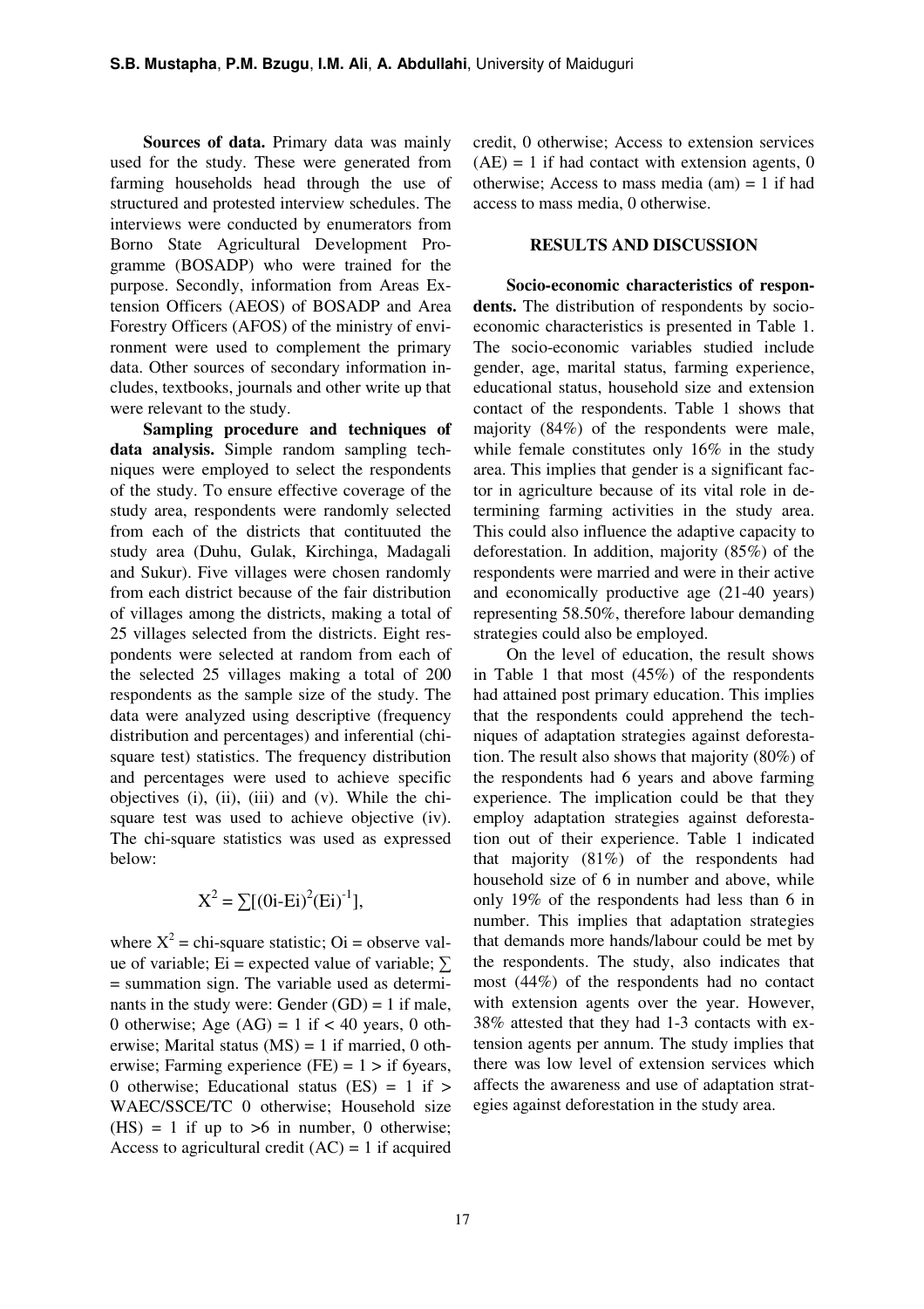**Sources of data.** Primary data was mainly used for the study. These were generated from farming households head through the use of structured and protested interview schedules. The interviews were conducted by enumerators from Borno State Agricultural Development Programme (BOSADP) who were trained for the purpose. Secondly, information from Areas Extension Officers (AEOS) of BOSADP and Area Forestry Officers (AFOS) of the ministry of environment were used to complement the primary data. Other sources of secondary information includes, textbooks, journals and other write up that were relevant to the study.

**Sampling procedure and techniques of data analysis.** Simple random sampling techniques were employed to select the respondents of the study. To ensure effective coverage of the study area, respondents were randomly selected from each of the districts that contituuted the study area (Duhu, Gulak, Kirchinga, Madagali and Sukur). Five villages were chosen randomly from each district because of the fair distribution of villages among the districts, making a total of 25 villages selected from the districts. Eight respondents were selected at random from each of the selected 25 villages making a total of 200 respondents as the sample size of the study. The data were analyzed using descriptive (frequency distribution and percentages) and inferential (chi-square test) statistics. The frequency distribution and percentages were used to achieve specific objectives (i), (ii), (iii) and (v). While the chi-square test was used to achieve objective (iv). The chi-square statistics was used as expressed below:

$$X^2 = \sum[(0i\text{-}Ei)^2(Ei)^{-1}],$$

where $X^2$ = chi-square statistic; Oi = observe value of variable; Ei = expected value of variable; $\sum$ = summation sign. The variable used as determinants in the study were: Gender (GD) = 1 if male, 0 otherwise; Age (AG) = 1 if < 40 years, 0 otherwise; Marital status (MS) = 1 if married, 0 otherwise; Farming experience (FE) = 1 > if 6years, 0 otherwise; Educational status (ES) = 1 if > WAEC/SSCE/TC 0 otherwise; Household size (HS) = 1 if up to >6 in number, 0 otherwise; Access to agricultural credit (AC) = 1 if acquired credit, 0 otherwise; Access to extension services (AE) = 1 if had contact with extension agents, 0 otherwise; Access to mass media (am) = 1 if had access to mass media, 0 otherwise.

## RESULTS AND DISCUSSION

**Socio-economic characteristics of respondents.** The distribution of respondents by socio-economic characteristics is presented in Table 1. The socio-economic variables studied include gender, age, marital status, farming experience, educational status, household size and extension contact of the respondents. Table 1 shows that majority (84%) of the respondents were male, while female constitutes only 16% in the study area. This implies that gender is a significant factor in agriculture because of its vital role in determining farming activities in the study area. This could also influence the adaptive capacity to deforestation. In addition, majority (85%) of the respondents were married and were in their active and economically productive age (21-40 years) representing 58.50%, therefore labour demanding strategies could also be employed.

On the level of education, the result shows in Table 1 that most (45%) of the respondents had attained post primary education. This implies that the respondents could apprehend the techniques of adaptation strategies against deforestation. The result also shows that majority (80%) of the respondents had 6 years and above farming experience. The implication could be that they employ adaptation strategies against deforestation out of their experience. Table 1 indicated that majority (81%) of the respondents had household size of 6 in number and above, while only 19% of the respondents had less than 6 in number. This implies that adaptation strategies that demands more hands/labour could be met by the respondents. The study, also indicates that most (44%) of the respondents had no contact with extension agents over the year. However, 38% attested that they had 1-3 contacts with extension agents per annum. The study implies that there was low level of extension services which affects the awareness and use of adaptation strategies against deforestation in the study area.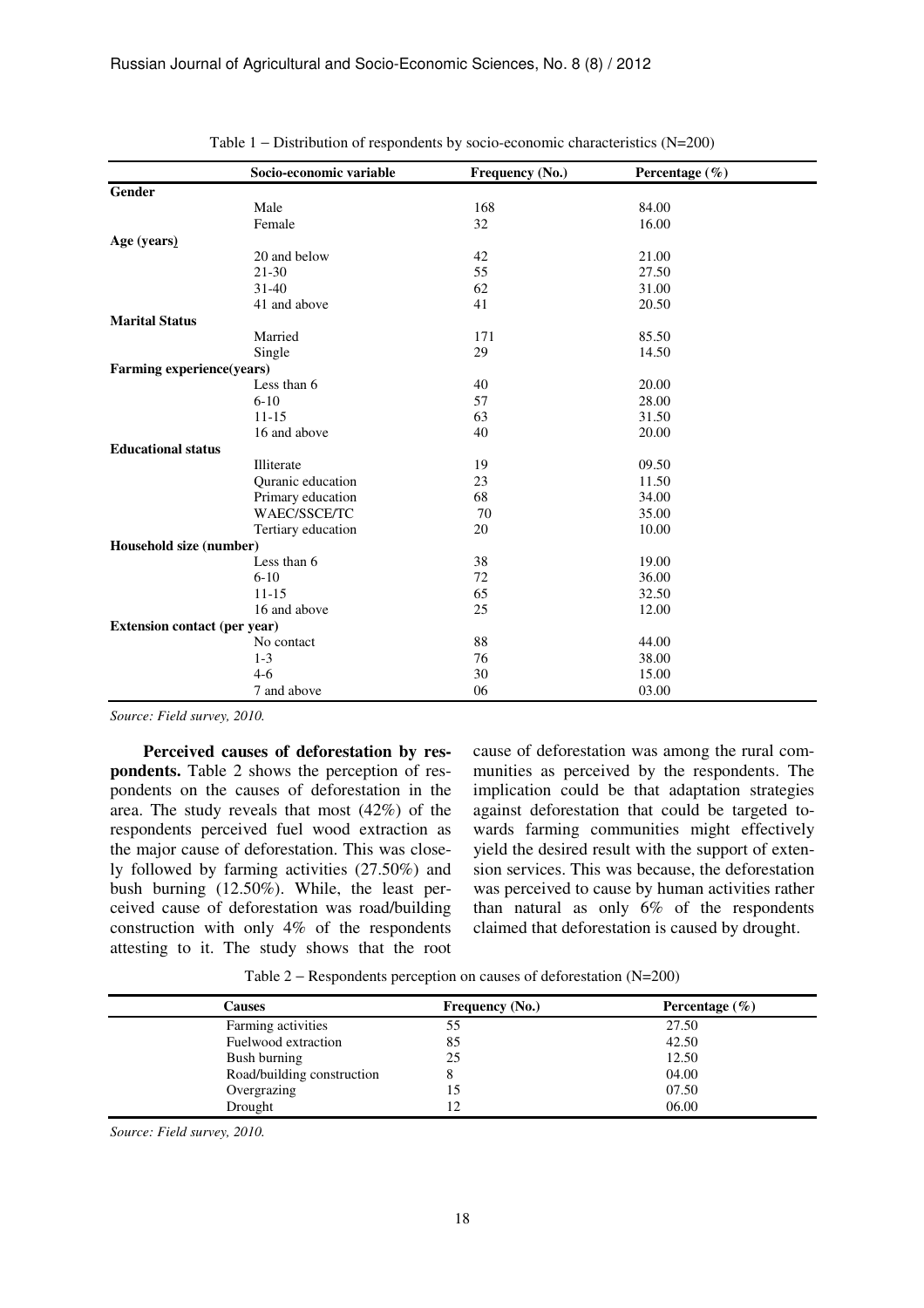Table 1 – Distribution of respondents by socio-economic characteristics (N=200)

| Socio-economic variable | Frequency (No.) | Percentage (%) |
|---|---|---|
| **Gender** | | |
| Male | 168 | 84.00 |
| Female | 32 | 16.00 |
| **Age (years)** | | |
| 20 and below | 42 | 21.00 |
| 21-30 | 55 | 27.50 |
| 31-40 | 62 | 31.00 |
| 41 and above | 41 | 20.50 |
| **Marital Status** | | |
| Married | 171 | 85.50 |
| Single | 29 | 14.50 |
| **Farming experience(years)** | | |
| Less than 6 | 40 | 20.00 |
| 6-10 | 57 | 28.00 |
| 11-15 | 63 | 31.50 |
| 16 and above | 40 | 20.00 |
| **Educational status** | | |
| Illiterate | 19 | 09.50 |
| Quranic education | 23 | 11.50 |
| Primary education | 68 | 34.00 |
| WAEC/SSCE/TC | 70 | 35.00 |
| Tertiary education | 20 | 10.00 |
| **Household size (number)** | | |
| Less than 6 | 38 | 19.00 |
| 6-10 | 72 | 36.00 |
| 11-15 | 65 | 32.50 |
| 16 and above | 25 | 12.00 |
| **Extension contact (per year)** | | |
| No contact | 88 | 44.00 |
| 1-3 | 76 | 38.00 |
| 4-6 | 30 | 15.00 |
| 7 and above | 06 | 03.00 |

*Source: Field survey, 2010.*

**Perceived causes of deforestation by respondents.** Table 2 shows the perception of respondents on the causes of deforestation in the area. The study reveals that most (42%) of the respondents perceived fuel wood extraction as the major cause of deforestation. This was closely followed by farming activities (27.50%) and bush burning (12.50%). While, the least perceived cause of deforestation was road/building construction with only 4% of the respondents attesting to it. The study shows that the root cause of deforestation was among the rural communities as perceived by the respondents. The implication could be that adaptation strategies against deforestation that could be targeted towards farming communities might effectively yield the desired result with the support of extension services. This was because, the deforestation was perceived to cause by human activities rather than natural as only 6% of the respondents claimed that deforestation is caused by drought.

Table 2 – Respondents perception on causes of deforestation (N=200)

| Causes | Frequency (No.) | Percentage (%) |
|---|---|---|
| Farming activities | 55 | 27.50 |
| Fuelwood extraction | 85 | 42.50 |
| Bush burning | 25 | 12.50 |
| Road/building construction | 8 | 04.00 |
| Overgrazing | 15 | 07.50 |
| Drought | 12 | 06.00 |

*Source: Field survey, 2010.*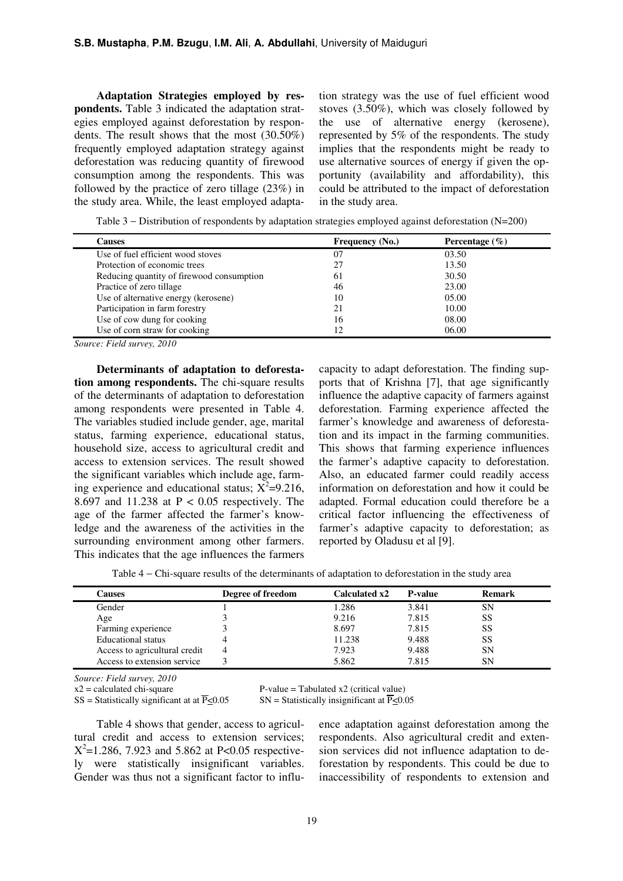**Adaptation Strategies employed by respondents.** Table 3 indicated the adaptation strategies employed against deforestation by respondents. The result shows that the most (30.50%) frequently employed adaptation strategy against deforestation was reducing quantity of firewood consumption among the respondents. This was followed by the practice of zero tillage (23%) in the study area. While, the least employed adaptation strategy was the use of fuel efficient wood stoves (3.50%), which was closely followed by the use of alternative energy (kerosene), represented by 5% of the respondents. The study implies that the respondents might be ready to use alternative sources of energy if given the opportunity (availability and affordability), this could be attributed to the impact of deforestation in the study area.

Table 3 – Distribution of respondents by adaptation strategies employed against deforestation (N=200)

| Causes | Frequency (No.) | Percentage (%) |
|---|---|---|
| Use of fuel efficient wood stoves | 07 | 03.50 |
| Protection of economic trees | 27 | 13.50 |
| Reducing quantity of firewood consumption | 61 | 30.50 |
| Practice of zero tillage | 46 | 23.00 |
| Use of alternative energy (kerosene) | 10 | 05.00 |
| Participation in farm forestry | 21 | 10.00 |
| Use of cow dung for cooking | 16 | 08.00 |
| Use of corn straw for cooking | 12 | 06.00 |

*Source: Field survey, 2010*

**Determinants of adaptation to deforestation among respondents.** The chi-square results of the determinants of adaptation to deforestation among respondents were presented in Table 4. The variables studied include gender, age, marital status, farming experience, educational status, household size, access to agricultural credit and access to extension services. The result showed the significant variables which include age, farming experience and educational status; $X^2$=9.216, 8.697 and 11.238 at $P < 0.05$ respectively. The age of the farmer affected the farmer's knowledge and the awareness of the activities in the surrounding environment among other farmers. This indicates that the age influences the farmers capacity to adapt deforestation. The finding supports that of Krishna [7], that age significantly influence the adaptive capacity of farmers against deforestation. Farming experience affected the farmer's knowledge and awareness of deforestation and its impact in the farming communities. This shows that farming experience influences the farmer's adaptive capacity to deforestation. Also, an educated farmer could readily access information on deforestation and how it could be adapted. Formal education could therefore be a critical factor influencing the effectiveness of farmer's adaptive capacity to deforestation; as reported by Oladusu et al [9].

Table 4 – Chi-square results of the determinants of adaptation to deforestation in the study area

| Causes | Degree of freedom | Calculated x2 | P-value | Remark |
|---|---|---|---|---|
| Gender | 1 | 1.286 | 3.841 | SN |
| Age | 3 | 9.216 | 7.815 | SS |
| Farming experience | 3 | 8.697 | 7.815 | SS |
| Educational status | 4 | 11.238 | 9.488 | SS |
| Access to agricultural credit | 4 | 7.923 | 9.488 | SN |
| Access to extension service | 3 | 5.862 | 7.815 | SN |

*Source: Field survey, 2010*

x2 = calculated chi-square  
P-value = Tabulated x2 (critical value)  
SS = Statistically significant at at $\overline{P}\leq 0.05$  
SN = Statistically insignificant at $\overline{P}\leq 0.05$

Table 4 shows that gender, access to agricultural credit and access to extension services; $X^2$=1.286, 7.923 and 5.862 at $P<0.05$ respectively were statistically insignificant variables. Gender was thus not a significant factor to influence adaptation against deforestation among the respondents. Also agricultural credit and extension services did not influence adaptation to deforestation by respondents. This could be due to inaccessibility of respondents to extension and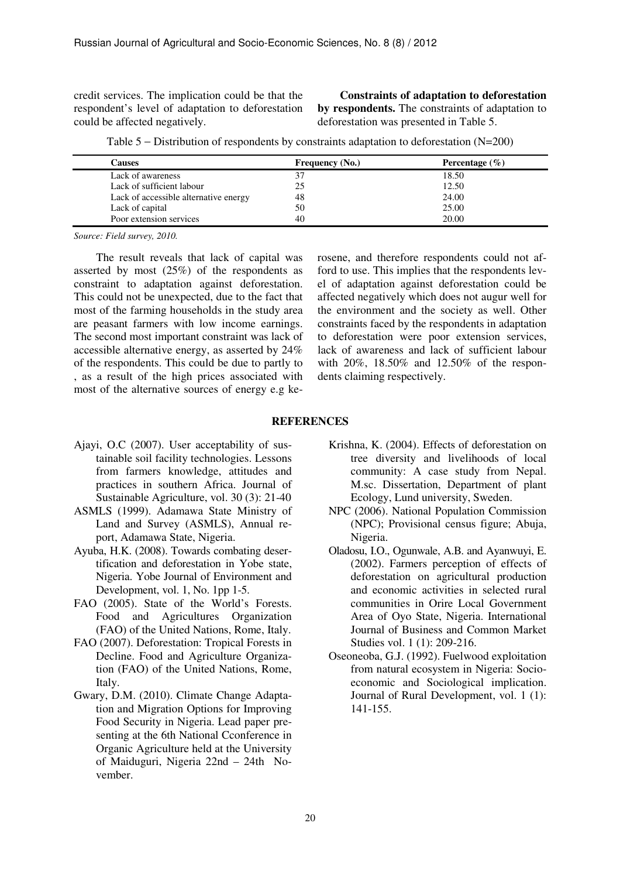credit services. The implication could be that the respondent's level of adaptation to deforestation could be affected negatively.

**Constraints of adaptation to deforestation by respondents.** The constraints of adaptation to deforestation was presented in Table 5.

Table 5 – Distribution of respondents by constraints adaptation to deforestation (N=200)

| Causes | Frequency (No.) | Percentage (%) |
|---|---|---|
| Lack of awareness | 37 | 18.50 |
| Lack of sufficient labour | 25 | 12.50 |
| Lack of accessible alternative energy | 48 | 24.00 |
| Lack of capital | 50 | 25.00 |
| Poor extension services | 40 | 20.00 |

*Source: Field survey, 2010.*

The result reveals that lack of capital was asserted by most (25%) of the respondents as constraint to adaptation against deforestation. This could not be unexpected, due to the fact that most of the farming households in the study area are peasant farmers with low income earnings. The second most important constraint was lack of accessible alternative energy, as asserted by 24% of the respondents. This could be due to partly to , as a result of the high prices associated with most of the alternative sources of energy e.g kerosene, and therefore respondents could not afford to use. This implies that the respondents level of adaptation against deforestation could be affected negatively which does not augur well for the environment and the society as well. Other constraints faced by the respondents in adaptation to deforestation were poor extension services, lack of awareness and lack of sufficient labour with 20%, 18.50% and 12.50% of the respondents claiming respectively.

## REFERENCES

Ajayi, O.C (2007). User acceptability of sustainable soil facility technologies. Lessons from farmers knowledge, attitudes and practices in southern Africa. Journal of Sustainable Agriculture, vol. 30 (3): 21-40

ASMLS (1999). Adamawa State Ministry of Land and Survey (ASMLS), Annual report, Adamawa State, Nigeria.

Ayuba, H.K. (2008). Towards combating desertification and deforestation in Yobe state, Nigeria. Yobe Journal of Environment and Development, vol. 1, No. 1pp 1-5.

FAO (2005). State of the World's Forests. Food and Agricultures Organization (FAO) of the United Nations, Rome, Italy.

FAO (2007). Deforestation: Tropical Forests in Decline. Food and Agriculture Organization (FAO) of the United Nations, Rome, Italy.

Gwary, D.M. (2010). Climate Change Adaptation and Migration Options for Improving Food Security in Nigeria. Lead paper presenting at the 6th National Cconference in Organic Agriculture held at the University of Maiduguri, Nigeria 22nd – 24th November.

Krishna, K. (2004). Effects of deforestation on tree diversity and livelihoods of local community: A case study from Nepal. M.sc. Dissertation, Department of plant Ecology, Lund university, Sweden.

NPC (2006). National Population Commission (NPC); Provisional census figure; Abuja, Nigeria.

Oladosu, I.O., Ogunwale, A.B. and Ayanwuyi, E. (2002). Farmers perception of effects of deforestation on agricultural production and economic activities in selected rural communities in Orire Local Government Area of Oyo State, Nigeria. International Journal of Business and Common Market Studies vol. 1 (1): 209-216.

Oseoneoba, G.J. (1992). Fuelwood exploitation from natural ecosystem in Nigeria: Socio-economic and Sociological implication. Journal of Rural Development, vol. 1 (1): 141-155.